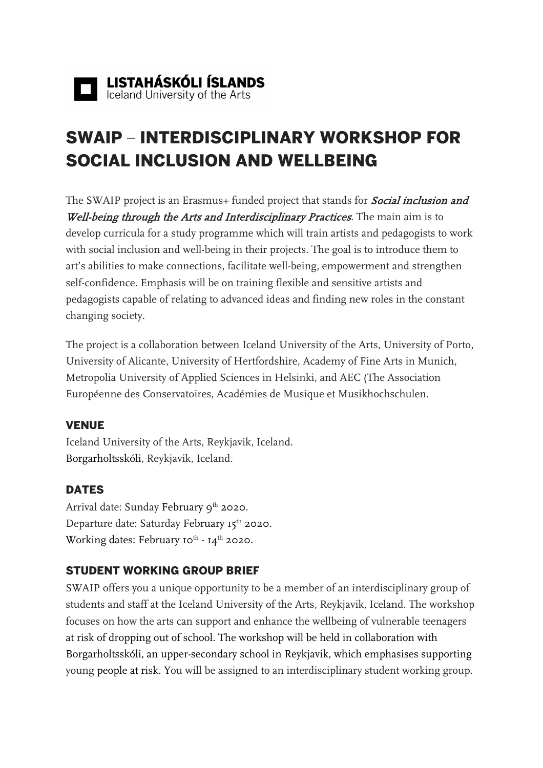**LISTAHÁSKÓLI ÍSLANDS**
Iceland University of the Arts

# SWAIP – INTERDISCIPLINARY WORKSHOP FOR SOCIAL INCLUSION AND WELLBEING

The SWAIP project is an Erasmus+ funded project that stands for ***Social inclusion and Well-being through the Arts and Interdisciplinary Practices***. The main aim is to develop curricula for a study programme which will train artists and pedagogists to work with social inclusion and well-being in their projects. The goal is to introduce them to art's abilities to make connections, facilitate well-being, empowerment and strengthen self-confidence. Emphasis will be on training flexible and sensitive artists and pedagogists capable of relating to advanced ideas and finding new roles in the constant changing society.

The project is a collaboration between Iceland University of the Arts, University of Porto, University of Alicante, University of Hertfordshire, Academy of Fine Arts in Munich, Metropolia University of Applied Sciences in Helsinki, and AEC (The Association Européenne des Conservatoires, Académies de Musique et Musikhochschulen.

## VENUE

Iceland University of the Arts, Reykjavik, Iceland.
Borgarholtsskóli, Reykjavik, Iceland.

## DATES

Arrival date: Sunday February 9th 2020.
Departure date: Saturday February 15th 2020.
Working dates: February 10th - 14th 2020.

## STUDENT WORKING GROUP BRIEF

SWAIP offers you a unique opportunity to be a member of an interdisciplinary group of students and staff at the Iceland University of the Arts, Reykjavik, Iceland. The workshop focuses on how the arts can support and enhance the wellbeing of vulnerable teenagers at risk of dropping out of school. The workshop will be held in collaboration with Borgarholtsskóli, an upper-secondary school in Reykjavik, which emphasises supporting young people at risk. You will be assigned to an interdisciplinary student working group.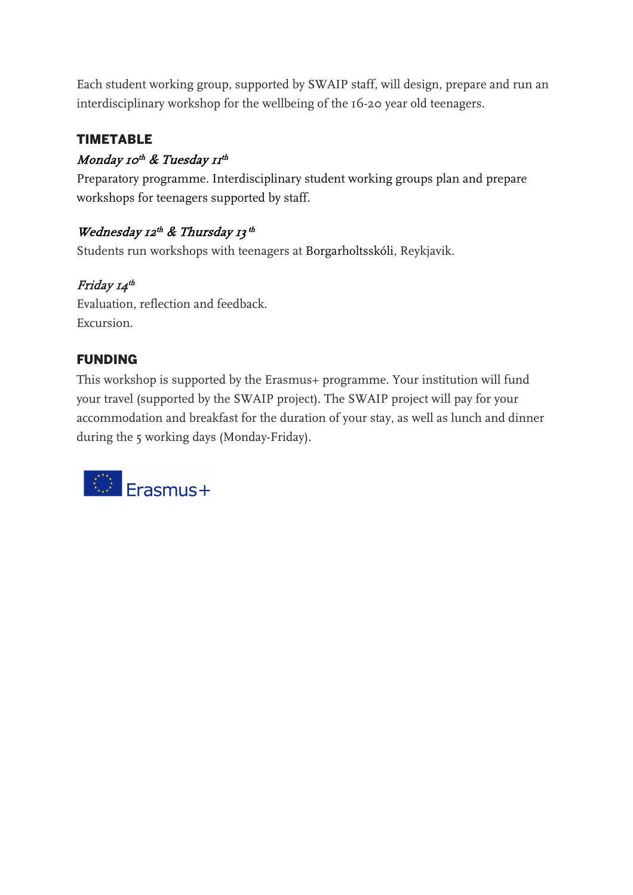Each student working group, supported by SWAIP staff, will design, prepare and run an interdisciplinary workshop for the wellbeing of the 16-20 year old teenagers.

## TIMETABLE

*Monday 10th & Tuesday 11th*

Preparatory programme. Interdisciplinary student working groups plan and prepare workshops for teenagers supported by staff.

*Wednesday 12th & Thursday 13th*

Students run workshops with teenagers at Borgarholtsskóli, Reykjavik.

*Friday 14th*

Evaluation, reflection and feedback.
Excursion.

## FUNDING

This workshop is supported by the Erasmus+ programme. Your institution will fund your travel (supported by the SWAIP project). The SWAIP project will pay for your accommodation and breakfast for the duration of your stay, as well as lunch and dinner during the 5 working days (Monday-Friday).

Erasmus+